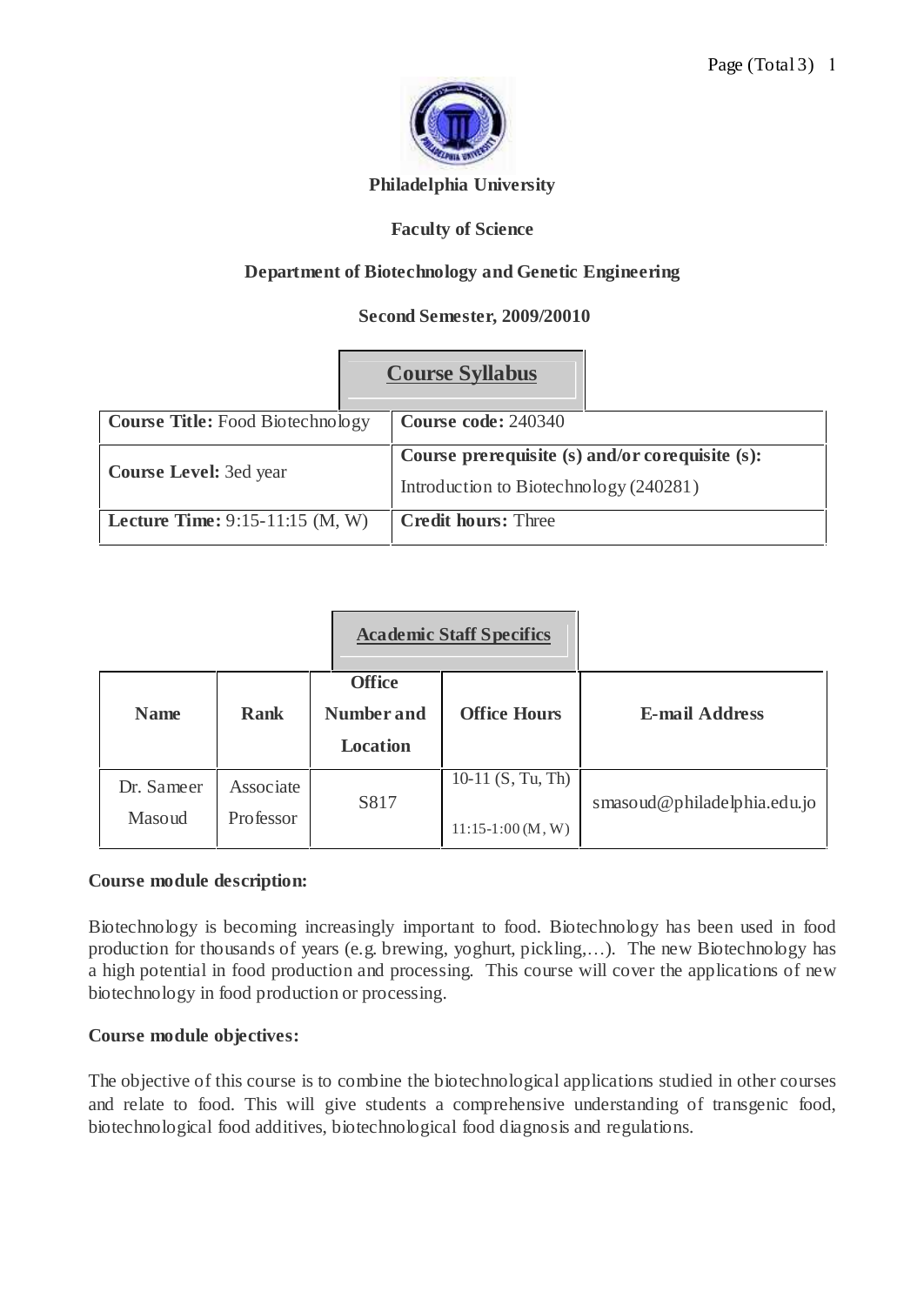**Philadelphia University**

**Faculty of Science**

**Department of Biotechnology and Genetic Engineering**

**Second Semester, 2009/20010**

## Course Syllabus

| **Course Title:** Food Biotechnology | **Course code:** 240340 |
|---|---|
| **Course Level:** 3ed year | **Course prerequisite (s) and/or corequisite (s):** Introduction to Biotechnology (240281) |
| **Lecture Time:** 9:15-11:15 (M, W) | **Credit hours:** Three |

## Academic Staff Specifics

| Name | Rank | Office Number and Location | Office Hours | E-mail Address |
|---|---|---|---|---|
| Dr. Sameer Masoud | Associate Professor | S817 | 10-11 (S, Tu, Th) 11:15-1:00 (M, W) | smasoud@philadelphia.edu.jo |

**Course module description:**

Biotechnology is becoming increasingly important to food. Biotechnology has been used in food production for thousands of years (e.g. brewing, yoghurt, pickling,…). The new Biotechnology has a high potential in food production and processing. This course will cover the applications of new biotechnology in food production or processing.

**Course module objectives:**

The objective of this course is to combine the biotechnological applications studied in other courses and relate to food. This will give students a comprehensive understanding of transgenic food, biotechnological food additives, biotechnological food diagnosis and regulations.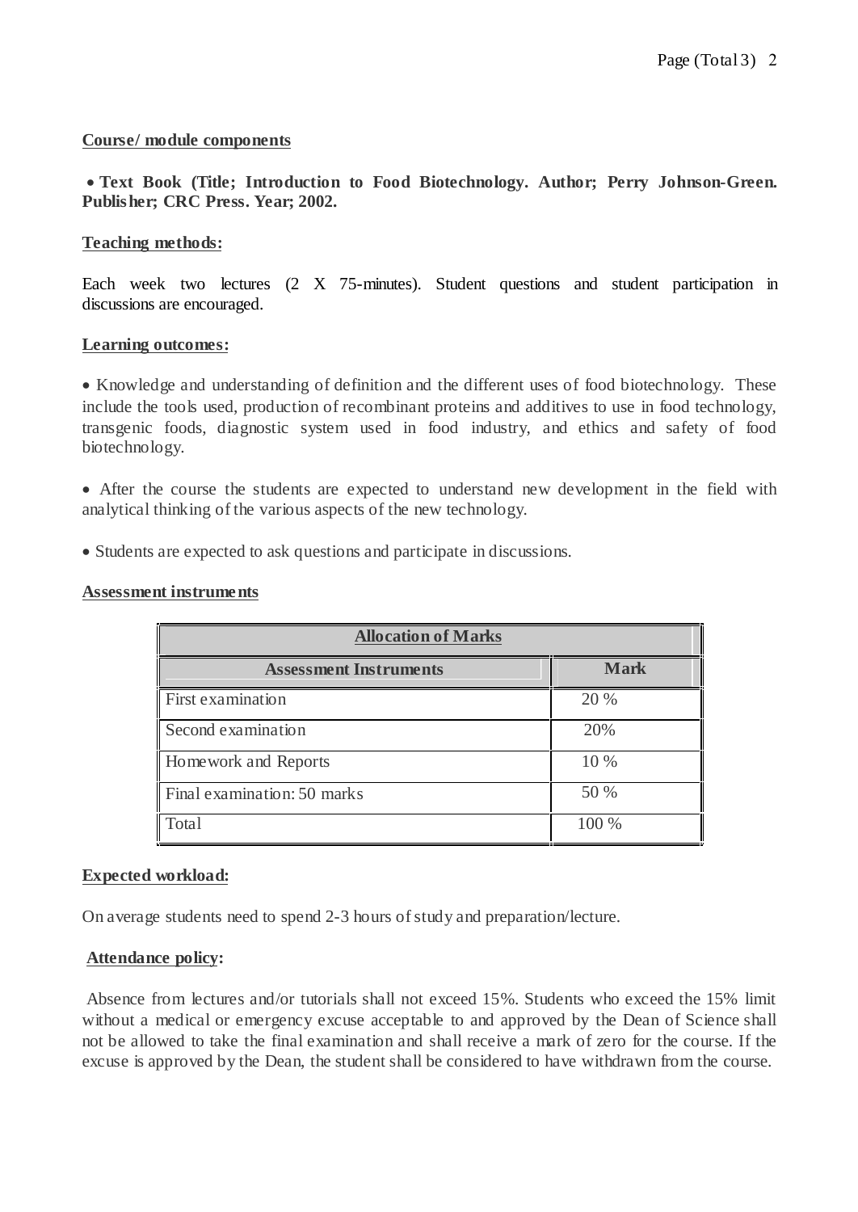**Course/ module components**

- **Text Book (Title; Introduction to Food Biotechnology. Author; Perry Johnson-Green. Publisher; CRC Press. Year; 2002.**

**Teaching methods:**

Each week two lectures (2 X 75-minutes). Student questions and student participation in discussions are encouraged.

**Learning outcomes:**

- Knowledge and understanding of definition and the different uses of food biotechnology. These include the tools used, production of recombinant proteins and additives to use in food technology, transgenic foods, diagnostic system used in food industry, and ethics and safety of food biotechnology.

- After the course the students are expected to understand new development in the field with analytical thinking of the various aspects of the new technology.

- Students are expected to ask questions and participate in discussions.

**Assessment instruments**

| **Allocation of Marks** | |
|---|---|
| **Assessment Instruments** | **Mark** |
| First examination | 20 % |
| Second examination | 20% |
| Homework and Reports | 10 % |
| Final examination: 50 marks | 50 % |
| Total | 100 % |

**Expected workload:**

On average students need to spend 2-3 hours of study and preparation/lecture.

**Attendance policy:**

Absence from lectures and/or tutorials shall not exceed 15%. Students who exceed the 15% limit without a medical or emergency excuse acceptable to and approved by the Dean of Science shall not be allowed to take the final examination and shall receive a mark of zero for the course. If the excuse is approved by the Dean, the student shall be considered to have withdrawn from the course.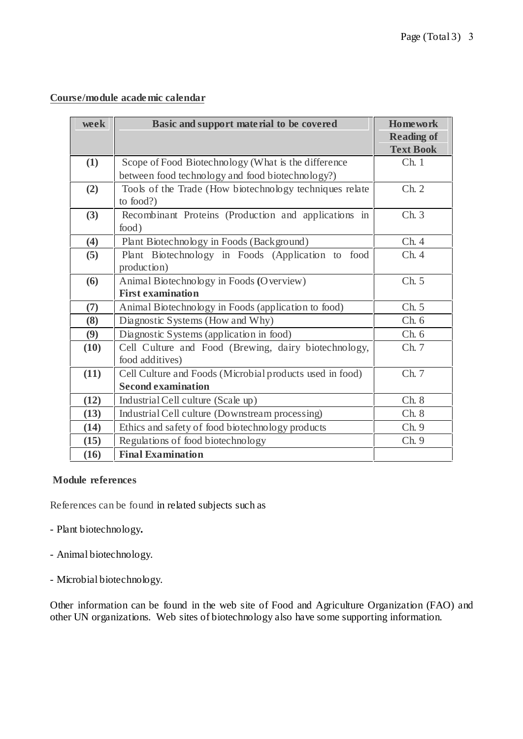**Course/module academic calendar**

| week | Basic and support material to be covered | Homework Reading of Text Book |
|---|---|---|
| **(1)** | Scope of Food Biotechnology (What is the difference between food technology and food biotechnology?) | Ch. 1 |
| **(2)** | Tools of the Trade (How biotechnology techniques relate to food?) | Ch. 2 |
| **(3)** | Recombinant Proteins (Production and applications in food) | Ch. 3 |
| **(4)** | Plant Biotechnology in Foods (Background) | Ch. 4 |
| **(5)** | Plant Biotechnology in Foods (Application to food production) | Ch. 4 |
| **(6)** | Animal Biotechnology in Foods **(**Overview) **First examination** | Ch. 5 |
| **(7)** | Animal Biotechnology in Foods (application to food) | Ch. 5 |
| **(8)** | Diagnostic Systems (How and Why) | Ch. 6 |
| **(9)** | Diagnostic Systems (application in food) | Ch. 6 |
| **(10)** | Cell Culture and Food (Brewing, dairy biotechnology, food additives) | Ch. 7 |
| **(11)** | Cell Culture and Foods (Microbial products used in food) **Second examination** | Ch. 7 |
| **(12)** | Industrial Cell culture (Scale up) | Ch. 8 |
| **(13)** | Industrial Cell culture (Downstream processing) | Ch. 8 |
| **(14)** | Ethics and safety of food biotechnology products | Ch. 9 |
| **(15)** | Regulations of food biotechnology | Ch. 9 |
| **(16)** | **Final Examination** | |

**Module references**

References can be found in related subjects such as

- Plant biotechnology**.**

- Animal biotechnology.

- Microbial biotechnology.

Other information can be found in the web site of Food and Agriculture Organization (FAO) and other UN organizations. Web sites of biotechnology also have some supporting information.